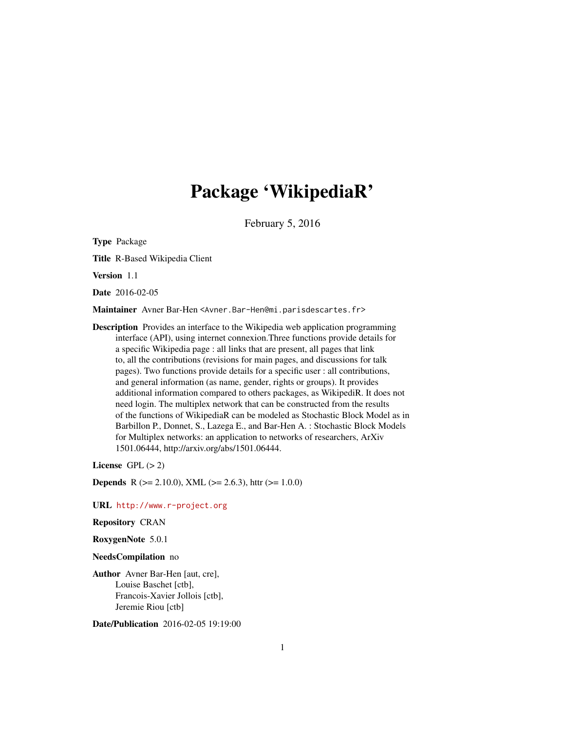# Package 'WikipediaR'

February 5, 2016

**Type** Package

**Title** R-Based Wikipedia Client

**Version** 1.1

**Date** 2016-02-05

**Maintainer** Avner Bar-Hen <Avner.Bar-Hen@mi.parisdescartes.fr>

**Description** Provides an interface to the Wikipedia web application programming interface (API), using internet connexion.Three functions provide details for a specific Wikipedia page : all links that are present, all pages that link to, all the contributions (revisions for main pages, and discussions for talk pages). Two functions provide details for a specific user : all contributions, and general information (as name, gender, rights or groups). It provides additional information compared to others packages, as WikipediR. It does not need login. The multiplex network that can be constructed from the results of the functions of WikipediaR can be modeled as Stochastic Block Model as in Barbillon P., Donnet, S., Lazega E., and Bar-Hen A. : Stochastic Block Models for Multiplex networks: an application to networks of researchers, ArXiv 1501.06444, http://arxiv.org/abs/1501.06444.

**License** GPL (> 2)

**Depends** R (>= 2.10.0), XML (>= 2.6.3), httr (>= 1.0.0)

**URL** http://www.r-project.org

**Repository** CRAN

**RoxygenNote** 5.0.1

**NeedsCompilation** no

**Author** Avner Bar-Hen [aut, cre],
Louise Baschet [ctb],
Francois-Xavier Jollois [ctb],
Jeremie Riou [ctb]

**Date/Publication** 2016-02-05 19:19:00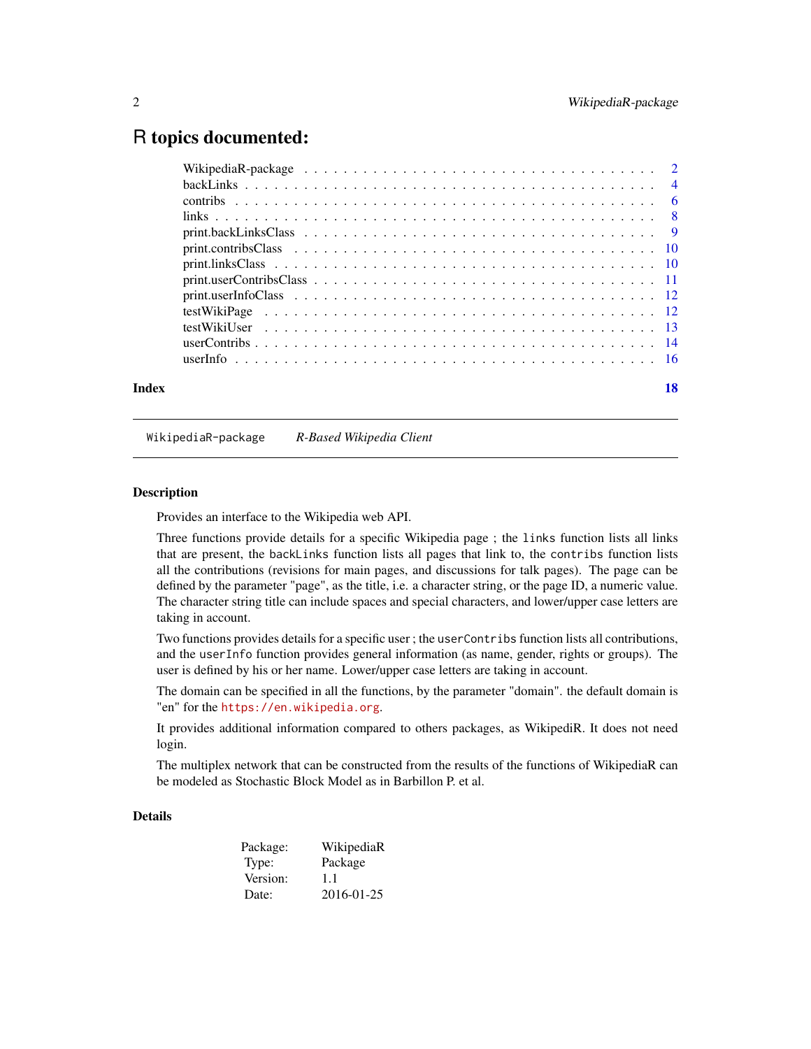# R topics documented:

| | |
|---|---|
| WikipediaR-package | 2 |
| backLinks | 4 |
| contribs | 6 |
| links | 8 |
| print.backLinksClass | 9 |
| print.contribsClass | 10 |
| print.linksClass | 10 |
| print.userContribsClass | 11 |
| print.userInfoClass | 12 |
| testWikiPage | 12 |
| testWikiUser | 13 |
| userContribs | 14 |
| userInfo | 16 |
| **Index** | **18** |

---

`WikipediaR-package` *R-Based Wikipedia Client*

---

### Description

Provides an interface to the Wikipedia web API.

Three functions provide details for a specific Wikipedia page ; the `links` function lists all links that are present, the `backLinks` function lists all pages that link to, the `contribs` function lists all the contributions (revisions for main pages, and discussions for talk pages). The page can be defined by the parameter "page", as the title, i.e. a character string, or the page ID, a numeric value. The character string title can include spaces and special characters, and lower/upper case letters are taking in account.

Two functions provides details for a specific user ; the `userContribs` function lists all contributions, and the `userInfo` function provides general information (as name, gender, rights or groups). The user is defined by his or her name. Lower/upper case letters are taking in account.

The domain can be specified in all the functions, by the parameter "domain". the default domain is "en" for the `https://en.wikipedia.org`.

It provides additional information compared to others packages, as WikipediR. It does not need login.

The multiplex network that can be constructed from the results of the functions of WikipediaR can be modeled as Stochastic Block Model as in Barbillon P. et al.

### Details

| | |
|---|---|
| Package: | WikipediaR |
| Type: | Package |
| Version: | 1.1 |
| Date: | 2016-01-25 |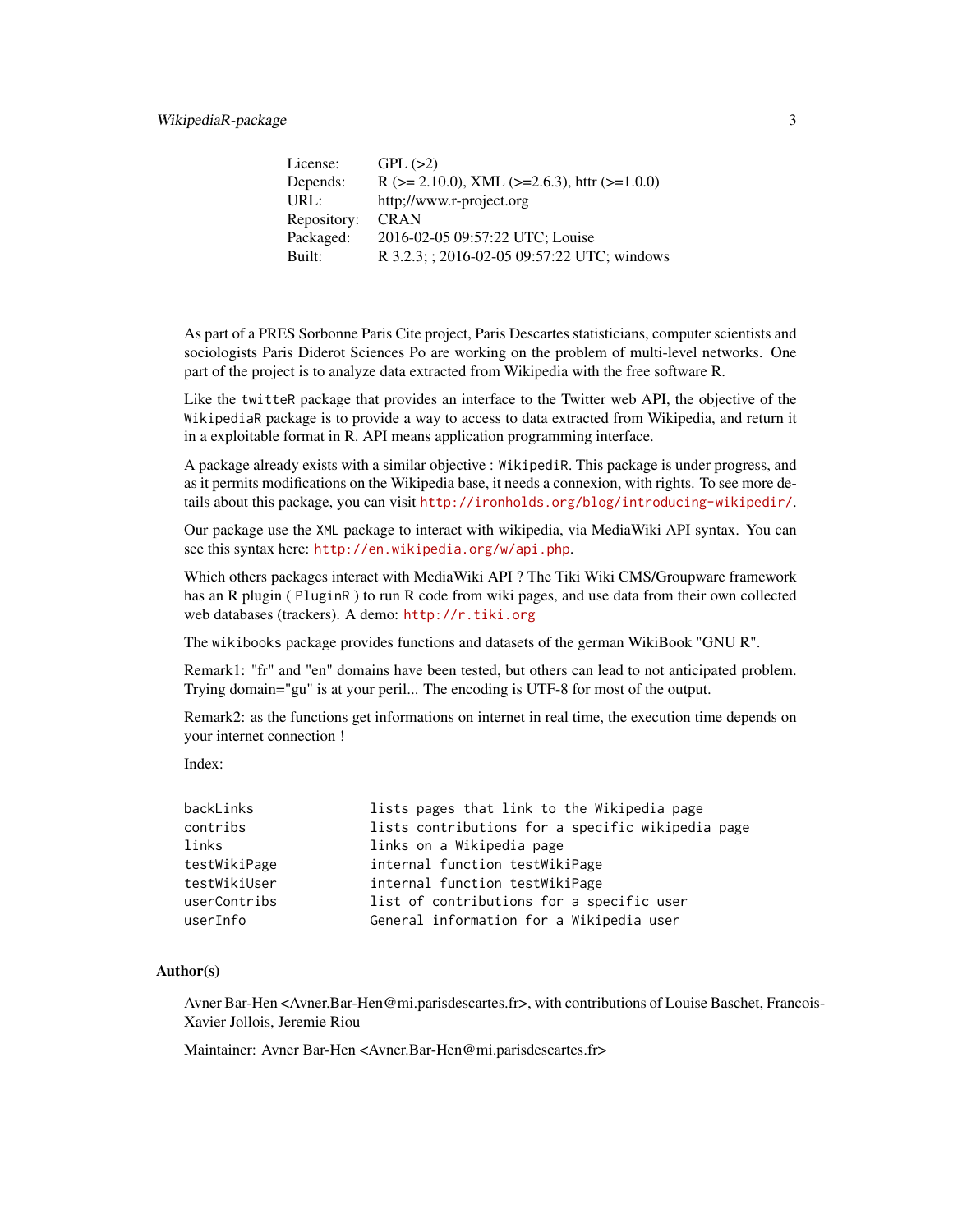| | |
|---|---|
| License: | GPL (>2) |
| Depends: | R (>= 2.10.0), XML (>=2.6.3), httr (>=1.0.0) |
| URL: | http://www.r-project.org |
| Repository: | CRAN |
| Packaged: | 2016-02-05 09:57:22 UTC; Louise |
| Built: | R 3.2.3; ; 2016-02-05 09:57:22 UTC; windows |

As part of a PRES Sorbonne Paris Cite project, Paris Descartes statisticians, computer scientists and sociologists Paris Diderot Sciences Po are working on the problem of multi-level networks. One part of the project is to analyze data extracted from Wikipedia with the free software R.

Like the `twitteR` package that provides an interface to the Twitter web API, the objective of the `WikipediaR` package is to provide a way to access to data extracted from Wikipedia, and return it in a exploitable format in R. API means application programming interface.

A package already exists with a similar objective : `WikipediR`. This package is under progress, and as it permits modifications on the Wikipedia base, it needs a connexion, with rights. To see more details about this package, you can visit `http://ironholds.org/blog/introducing-wikipedir/`.

Our package use the `XML` package to interact with wikipedia, via MediaWiki API syntax. You can see this syntax here: `http://en.wikipedia.org/w/api.php`.

Which others packages interact with MediaWiki API ? The Tiki Wiki CMS/Groupware framework has an R plugin ( `PluginR` ) to run R code from wiki pages, and use data from their own collected web databases (trackers). A demo: `http://r.tiki.org`

The `wikibooks` package provides functions and datasets of the german WikiBook "GNU R".

Remark1: "fr" and "en" domains have been tested, but others can lead to not anticipated problem. Trying domain="gu" is at your peril... The encoding is UTF-8 for most of the output.

Remark2: as the functions get informations on internet in real time, the execution time depends on your internet connection !

Index:

```
backLinks               lists pages that link to the Wikipedia page
contribs                lists contributions for a specific wikipedia page
links                   links on a Wikipedia page
testWikiPage            internal function testWikiPage
testWikiUser            internal function testWikiPage
userContribs            list of contributions for a specific user
userInfo                General information for a Wikipedia user
```

### Author(s)

Avner Bar-Hen <Avner.Bar-Hen@mi.parisdescartes.fr>, with contributions of Louise Baschet, Francois-Xavier Jollois, Jeremie Riou

Maintainer: Avner Bar-Hen <Avner.Bar-Hen@mi.parisdescartes.fr>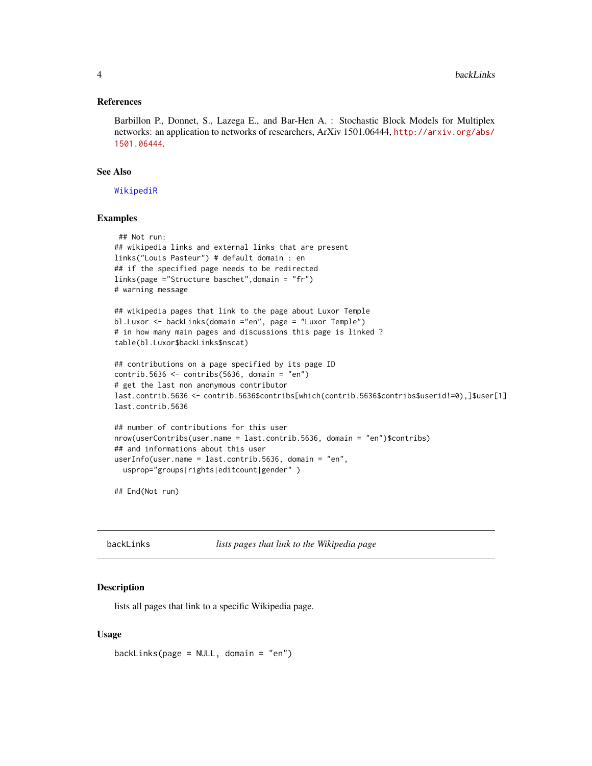### References

Barbillon P., Donnet, S., Lazega E., and Bar-Hen A. : Stochastic Block Models for Multiplex networks: an application to networks of researchers, ArXiv 1501.06444, http://arxiv.org/abs/1501.06444.

### See Also

WikipediR

### Examples

```
 ## Not run:
## wikipedia links and external links that are present
links("Louis Pasteur") # default domain : en
## if the specified page needs to be redirected
links(page ="Structure baschet",domain = "fr")
# warning message

## wikipedia pages that link to the page about Luxor Temple
bl.Luxor <- backLinks(domain ="en", page = "Luxor Temple")
# in how many main pages and discussions this page is linked ?
table(bl.Luxor$backLinks$nscat)

## contributions on a page specified by its page ID
contrib.5636 <- contribs(5636, domain = "en")
# get the last non anonymous contributor
last.contrib.5636 <- contrib.5636$contribs[which(contrib.5636$contribs$userid!=0),]$user[1]
last.contrib.5636

## number of contributions for this user
nrow(userContribs(user.name = last.contrib.5636, domain = "en")$contribs)
## and informations about this user
userInfo(user.name = last.contrib.5636, domain = "en",
  usprop="groups|rights|editcount|gender" )

## End(Not run)
```

---

## backLinks — *lists pages that link to the Wikipedia page*

### Description

lists all pages that link to a specific Wikipedia page.

### Usage

```
backLinks(page = NULL, domain = "en")
```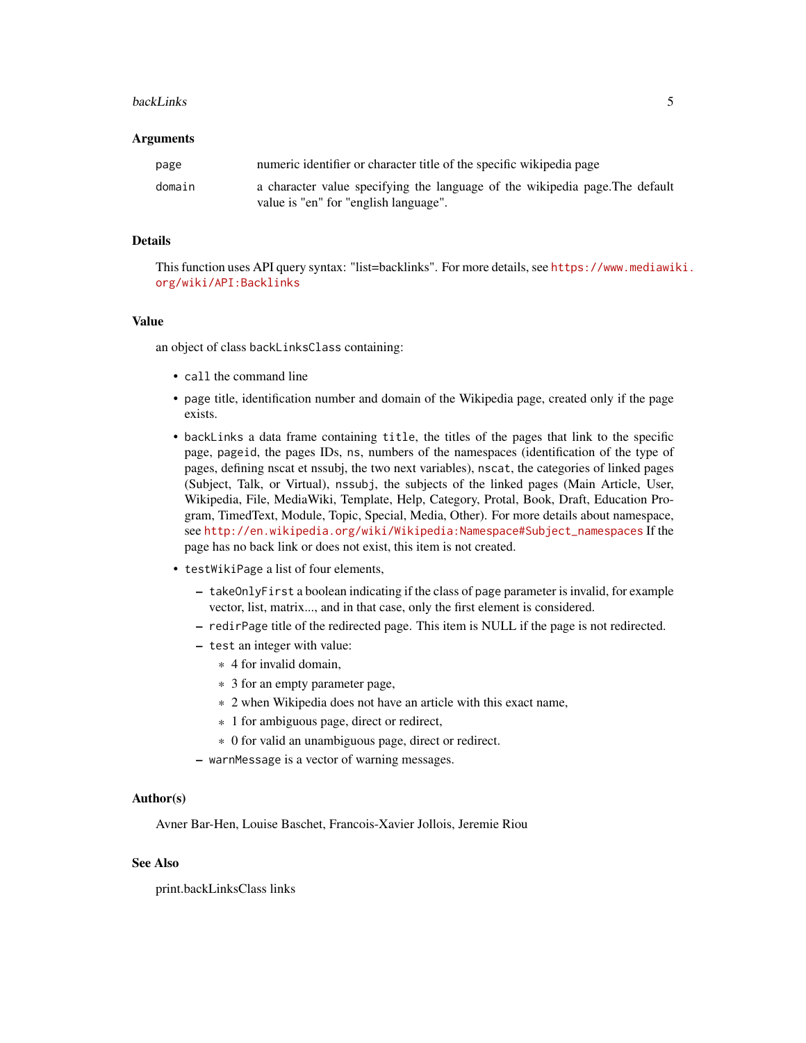## Arguments

| | |
|---|---|
| `page` | numeric identifier or character title of the specific wikipedia page |
| `domain` | a character value specifying the language of the wikipedia page.The default value is "en" for "english language". |

## Details

This function uses API query syntax: "list=backlinks". For more details, see https://www.mediawiki.org/wiki/API:Backlinks

## Value

an object of class `backLinksClass` containing:

- `call` the command line
- `page` title, identification number and domain of the Wikipedia page, created only if the page exists.
- `backLinks` a data frame containing `title`, the titles of the pages that link to the specific page, `pageid`, the pages IDs, `ns`, numbers of the namespaces (identification of the type of pages, defining nscat et nssubj, the two next variables), `nscat`, the categories of linked pages (Subject, Talk, or Virtual), `nssubj`, the subjects of the linked pages (Main Article, User, Wikipedia, File, MediaWiki, Template, Help, Category, Protal, Book, Draft, Education Program, TimedText, Module, Topic, Special, Media, Other). For more details about namespace, see http://en.wikipedia.org/wiki/Wikipedia:Namespace#Subject_namespaces If the page has no back link or does not exist, this item is not created.
- `testWikiPage` a list of four elements,
  - `takeOnlyFirst` a boolean indicating if the class of `page` parameter is invalid, for example vector, list, matrix..., and in that case, only the first element is considered.
  - `redirPage` title of the redirected page. This item is NULL if the page is not redirected.
  - `test` an integer with value:
    - 4 for invalid domain,
    - 3 for an empty parameter page,
    - 2 when Wikipedia does not have an article with this exact name,
    - 1 for ambiguous page, direct or redirect,
    - 0 for valid an unambiguous page, direct or redirect.
  - `warnMessage` is a vector of warning messages.

## Author(s)

Avner Bar-Hen, Louise Baschet, Francois-Xavier Jollois, Jeremie Riou

## See Also

print.backLinksClass links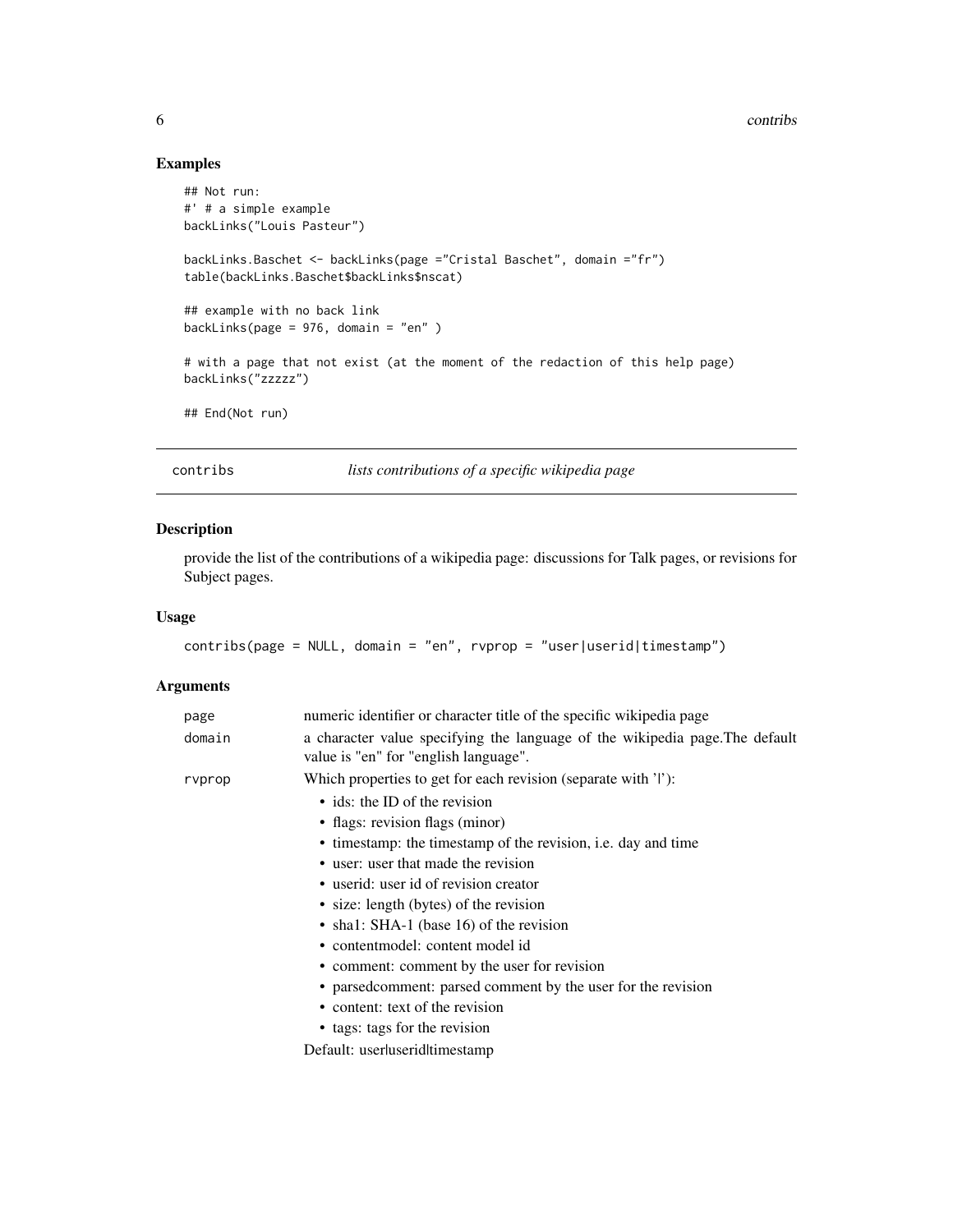### Examples

```
## Not run:
#' # a simple example
backLinks("Louis Pasteur")

backLinks.Baschet <- backLinks(page ="Cristal Baschet", domain ="fr")
table(backLinks.Baschet$backLinks$nscat)

## example with no back link
backLinks(page = 976, domain = "en" )

# with a page that not exist (at the moment of the redaction of this help page)
backLinks("zzzzz")

## End(Not run)
```

---

## contribs — *lists contributions of a specific wikipedia page*

### Description

provide the list of the contributions of a wikipedia page: discussions for Talk pages, or revisions for Subject pages.

### Usage

```
contribs(page = NULL, domain = "en", rvprop = "user|userid|timestamp")
```

### Arguments

`page` — numeric identifier or character title of the specific wikipedia page

`domain` — a character value specifying the language of the wikipedia page.The default value is "en" for "english language".

`rvprop` — Which properties to get for each revision (separate with '|'):

- ids: the ID of the revision
- flags: revision flags (minor)
- timestamp: the timestamp of the revision, i.e. day and time
- user: user that made the revision
- userid: user id of revision creator
- size: length (bytes) of the revision
- sha1: SHA-1 (base 16) of the revision
- contentmodel: content model id
- comment: comment by the user for revision
- parsedcomment: parsed comment by the user for the revision
- content: text of the revision
- tags: tags for the revision

Default: user|userid|timestamp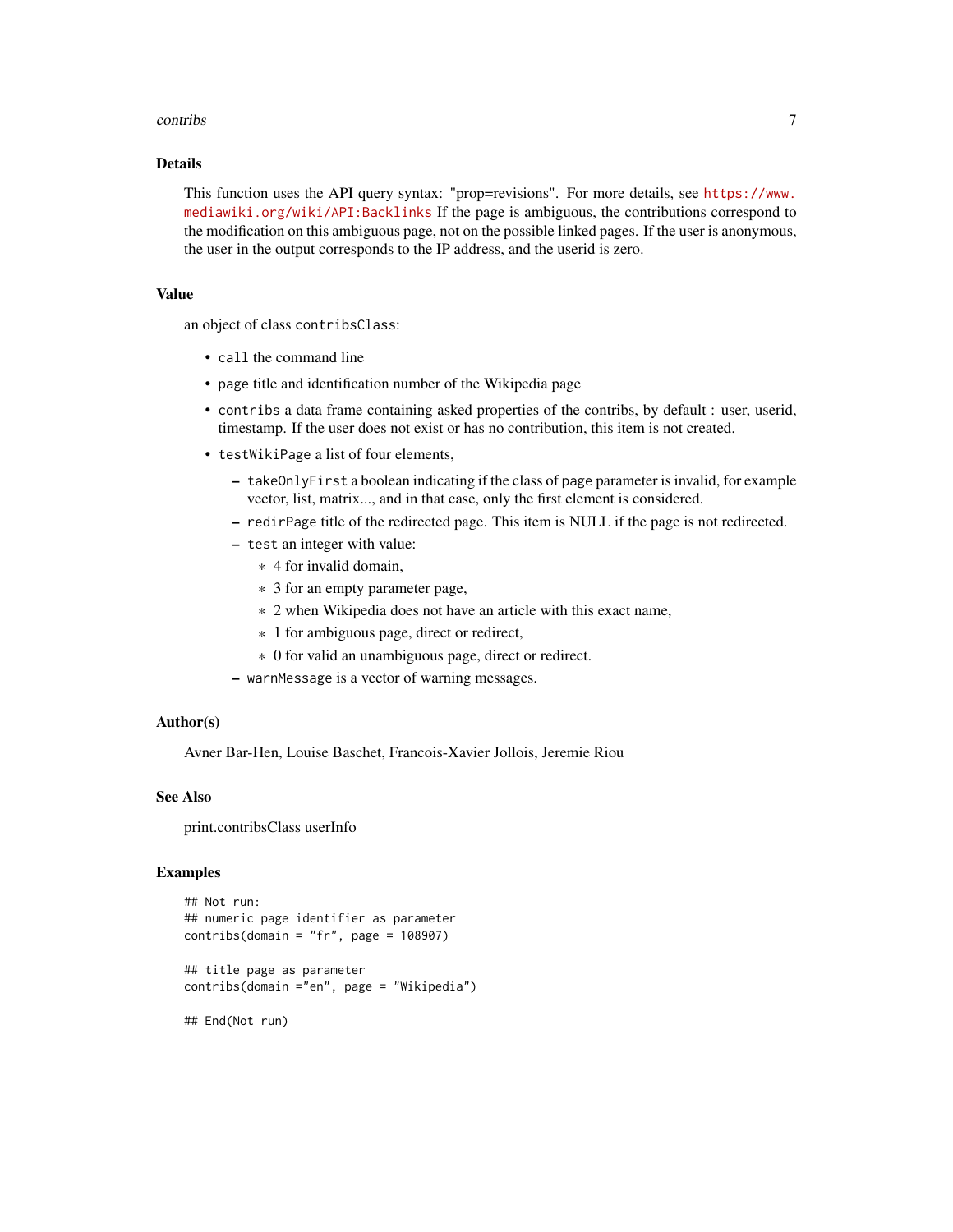## Details

This function uses the API query syntax: "prop=revisions". For more details, see https://www.mediawiki.org/wiki/API:Backlinks If the page is ambiguous, the contributions correspond to the modification on this ambiguous page, not on the possible linked pages. If the user is anonymous, the user in the output corresponds to the IP address, and the userid is zero.

## Value

an object of class `contribsClass`:

- `call` the command line
- `page` title and identification number of the Wikipedia page
- `contribs` a data frame containing asked properties of the contribs, by default : user, userid, timestamp. If the user does not exist or has no contribution, this item is not created.
- `testWikiPage` a list of four elements,
  - `takeOnlyFirst` a boolean indicating if the class of `page` parameter is invalid, for example vector, list, matrix..., and in that case, only the first element is considered.
  - `redirPage` title of the redirected page. This item is NULL if the page is not redirected.
  - `test` an integer with value:
    - 4 for invalid domain,
    - 3 for an empty parameter page,
    - 2 when Wikipedia does not have an article with this exact name,
    - 1 for ambiguous page, direct or redirect,
    - 0 for valid an unambiguous page, direct or redirect.
  - `warnMessage` is a vector of warning messages.

## Author(s)

Avner Bar-Hen, Louise Baschet, Francois-Xavier Jollois, Jeremie Riou

## See Also

print.contribsClass userInfo

## Examples

```
## Not run:
## numeric page identifier as parameter
contribs(domain = "fr", page = 108907)

## title page as parameter
contribs(domain ="en", page = "Wikipedia")

## End(Not run)
```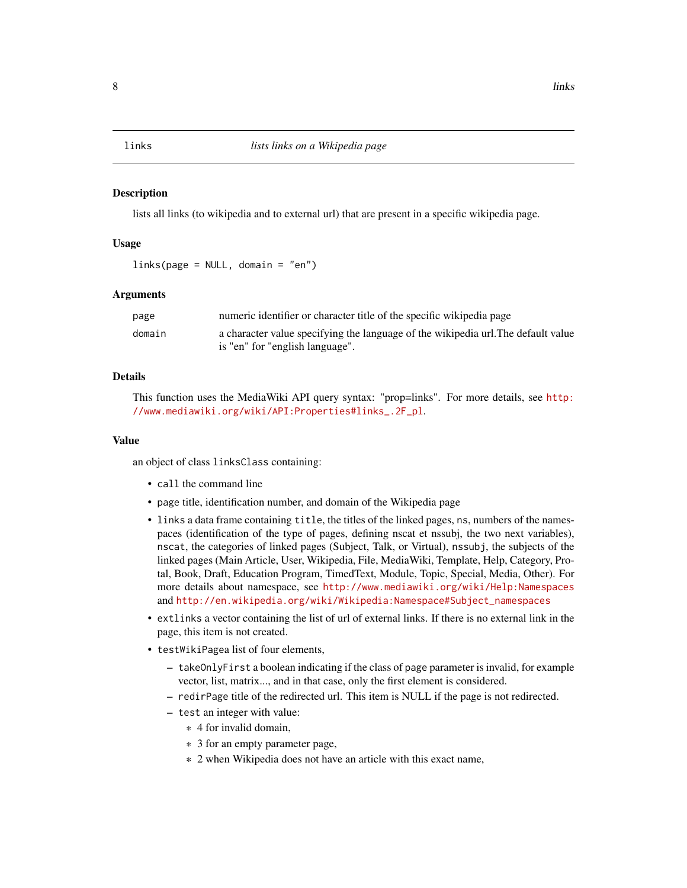# links — *lists links on a Wikipedia page*

## Description

lists all links (to wikipedia and to external url) that are present in a specific wikipedia page.

## Usage

```
links(page = NULL, domain = "en")
```

## Arguments

| | |
|---|---|
| `page` | numeric identifier or character title of the specific wikipedia page |
| `domain` | a character value specifying the language of the wikipedia url.The default value is "en" for "english language". |

## Details

This function uses the MediaWiki API query syntax: "prop=links". For more details, see http://www.mediawiki.org/wiki/API:Properties#links_.2F_pl.

## Value

an object of class `linksClass` containing:

- `call` the command line
- `page` title, identification number, and domain of the Wikipedia page
- `links` a data frame containing `title`, the titles of the linked pages, `ns`, numbers of the namespaces (identification of the type of pages, defining nscat et nssubj, the two next variables), `nscat`, the categories of linked pages (Subject, Talk, or Virtual), `nssubj`, the subjects of the linked pages (Main Article, User, Wikipedia, File, MediaWiki, Template, Help, Category, Protal, Book, Draft, Education Program, TimedText, Module, Topic, Special, Media, Other). For more details about namespace, see http://www.mediawiki.org/wiki/Help:Namespaces and http://en.wikipedia.org/wiki/Wikipedia:Namespace#Subject_namespaces
- `extlinks` a vector containing the list of url of external links. If there is no external link in the page, this item is not created.
- `testWikiPage`a list of four elements,
  - `takeOnlyFirst` a boolean indicating if the class of page parameter is invalid, for example vector, list, matrix..., and in that case, only the first element is considered.
  - `redirPage` title of the redirected url. This item is NULL if the page is not redirected.
  - `test` an integer with value:
    - 4 for invalid domain,
    - 3 for an empty parameter page,
    - 2 when Wikipedia does not have an article with this exact name,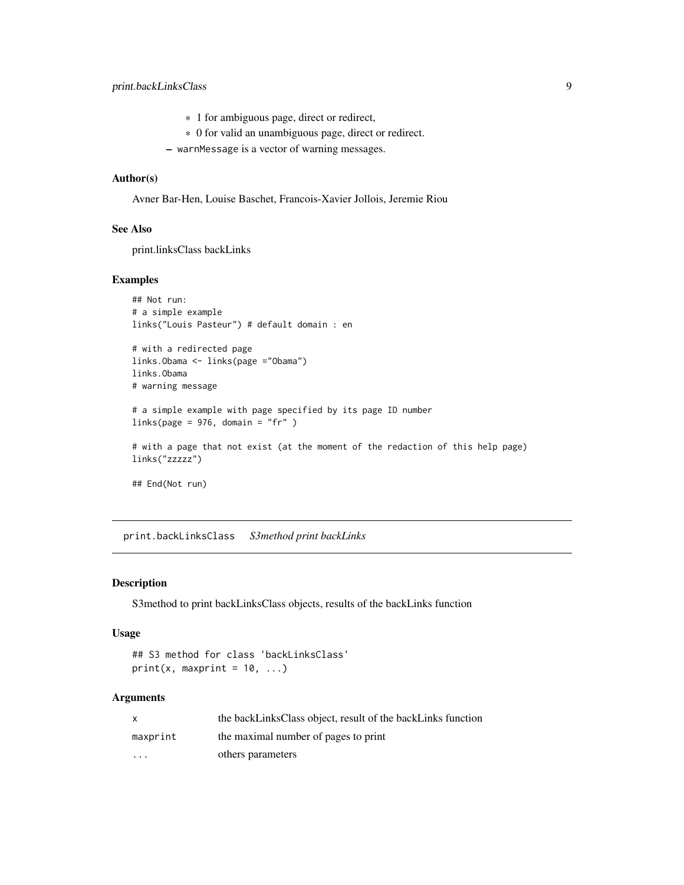- 1 for ambiguous page, direct or redirect,
    - 0 for valid an unambiguous page, direct or redirect.
  - `warnMessage` is a vector of warning messages.

### Author(s)

Avner Bar-Hen, Louise Baschet, Francois-Xavier Jollois, Jeremie Riou

### See Also

print.linksClass backLinks

### Examples

```
## Not run:
# a simple example
links("Louis Pasteur") # default domain : en

# with a redirected page
links.Obama <- links(page ="Obama")
links.Obama
# warning message

# a simple example with page specified by its page ID number
links(page = 976, domain = "fr" )

# with a page that not exist (at the moment of the redaction of this help page)
links("zzzzz")

## End(Not run)
```

---

## print.backLinksClass *S3method print backLinks*

### Description

S3method to print backLinksClass objects, results of the backLinks function

### Usage

```
## S3 method for class 'backLinksClass'
print(x, maxprint = 10, ...)
```

### Arguments

| | |
|---|---|
| x | the backLinksClass object, result of the backLinks function |
| maxprint | the maximal number of pages to print |
| ... | others parameters |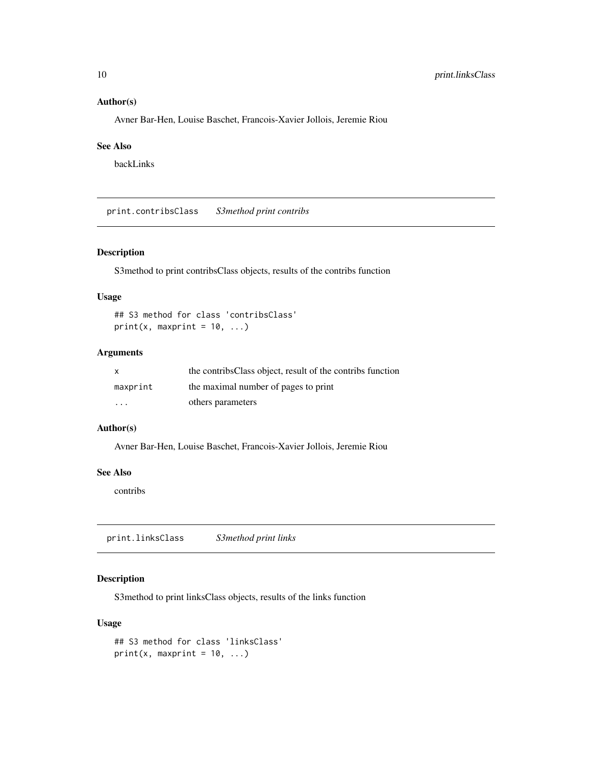### Author(s)

Avner Bar-Hen, Louise Baschet, Francois-Xavier Jollois, Jeremie Riou

### See Also

backLinks

---

## print.contribsClass    *S3method print contribs*

---

### Description

S3method to print contribsClass objects, results of the contribs function

### Usage

```
## S3 method for class 'contribsClass'
print(x, maxprint = 10, ...)
```

### Arguments

| | |
|---|---|
| `x` | the contribsClass object, result of the contribs function |
| `maxprint` | the maximal number of pages to print |
| `...` | others parameters |

### Author(s)

Avner Bar-Hen, Louise Baschet, Francois-Xavier Jollois, Jeremie Riou

### See Also

contribs

---

## print.linksClass    *S3method print links*

---

### Description

S3method to print linksClass objects, results of the links function

### Usage

```
## S3 method for class 'linksClass'
print(x, maxprint = 10, ...)
```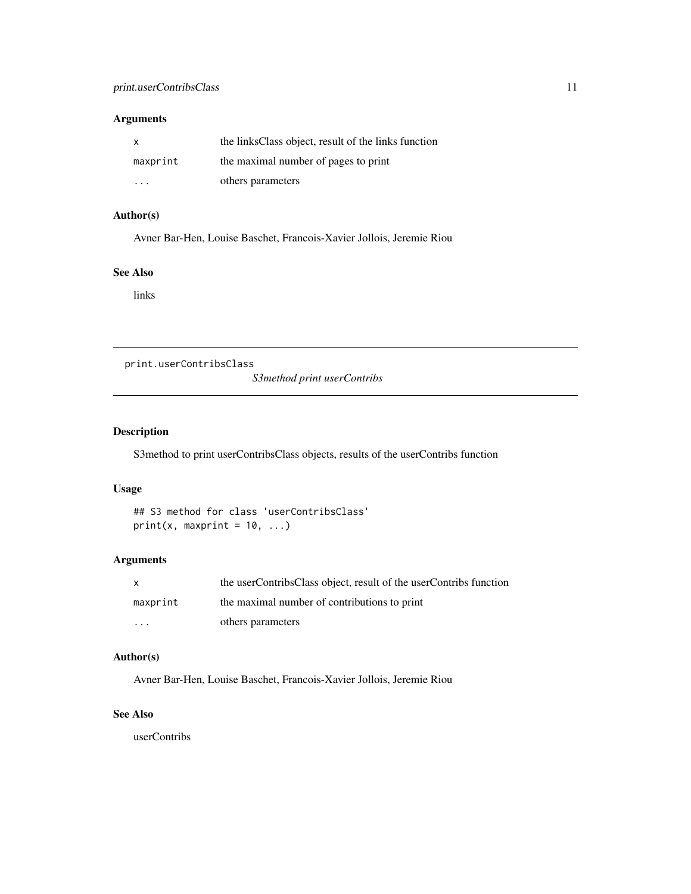### Arguments

| | |
|---|---|
| `x` | the linksClass object, result of the links function |
| `maxprint` | the maximal number of pages to print |
| `...` | others parameters |

### Author(s)

Avner Bar-Hen, Louise Baschet, Francois-Xavier Jollois, Jeremie Riou

### See Also

links

---

## print.userContribsClass

*S3method print userContribs*

---

### Description

S3method to print userContribsClass objects, results of the userContribs function

### Usage

```
## S3 method for class 'userContribsClass'
print(x, maxprint = 10, ...)
```

### Arguments

| | |
|---|---|
| `x` | the userContribsClass object, result of the userContribs function |
| `maxprint` | the maximal number of contributions to print |
| `...` | others parameters |

### Author(s)

Avner Bar-Hen, Louise Baschet, Francois-Xavier Jollois, Jeremie Riou

### See Also

userContribs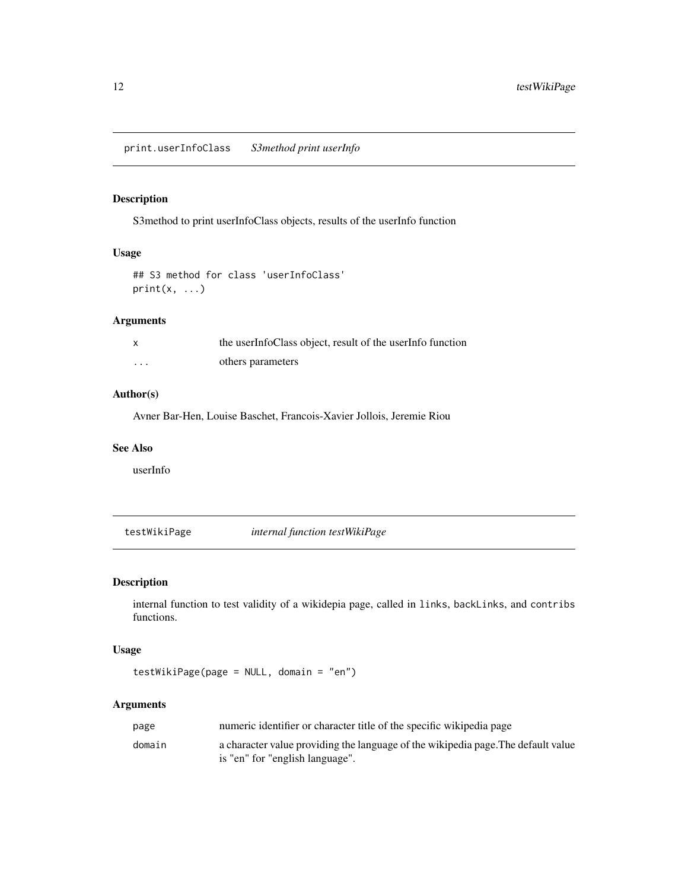## print.userInfoClass *S3method print userInfo*

### Description

S3method to print userInfoClass objects, results of the userInfo function

### Usage

```
## S3 method for class 'userInfoClass'
print(x, ...)
```

### Arguments

| | |
|---|---|
| x | the userInfoClass object, result of the userInfo function |
| ... | others parameters |

### Author(s)

Avner Bar-Hen, Louise Baschet, Francois-Xavier Jollois, Jeremie Riou

### See Also

userInfo

## testWikiPage *internal function testWikiPage*

### Description

internal function to test validity of a wikidepia page, called in `links`, `backLinks`, and `contribs` functions.

### Usage

```
testWikiPage(page = NULL, domain = "en")
```

### Arguments

| | |
|---|---|
| page | numeric identifier or character title of the specific wikipedia page |
| domain | a character value providing the language of the wikipedia page.The default value is "en" for "english language". |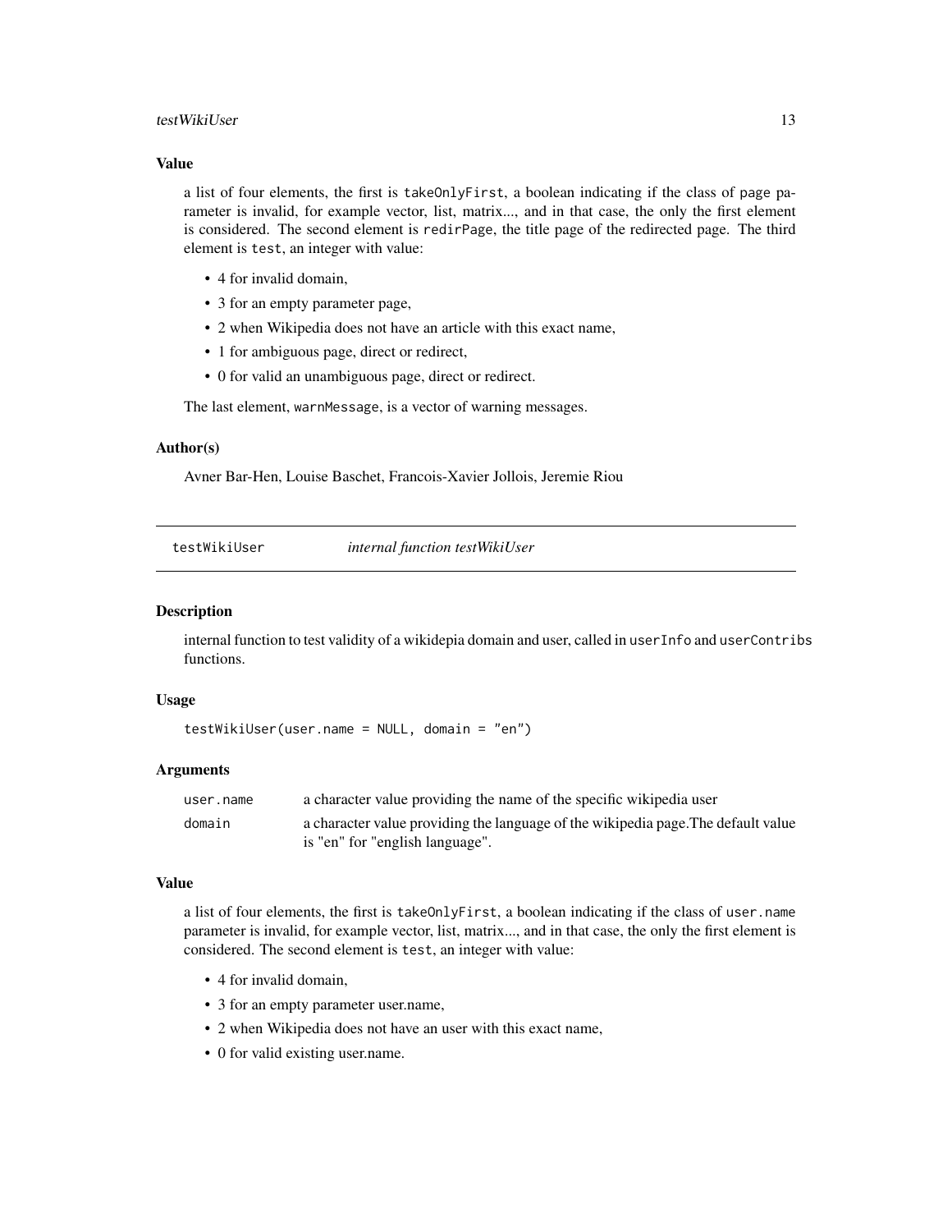### Value

a list of four elements, the first is `takeOnlyFirst`, a boolean indicating if the class of page parameter is invalid, for example vector, list, matrix..., and in that case, the only the first element is considered. The second element is `redirPage`, the title page of the redirected page. The third element is `test`, an integer with value:

- 4 for invalid domain,
- 3 for an empty parameter page,
- 2 when Wikipedia does not have an article with this exact name,
- 1 for ambiguous page, direct or redirect,
- 0 for valid an unambiguous page, direct or redirect.

The last element, `warnMessage`, is a vector of warning messages.

### Author(s)

Avner Bar-Hen, Louise Baschet, Francois-Xavier Jollois, Jeremie Riou

---

## testWikiUser — *internal function testWikiUser*

### Description

internal function to test validity of a wikidepia domain and user, called in `userInfo` and `userContribs` functions.

### Usage

```
testWikiUser(user.name = NULL, domain = "en")
```

### Arguments

| | |
|---|---|
| `user.name` | a character value providing the name of the specific wikipedia user |
| `domain` | a character value providing the language of the wikipedia page.The default value is "en" for "english language". |

### Value

a list of four elements, the first is `takeOnlyFirst`, a boolean indicating if the class of `user.name` parameter is invalid, for example vector, list, matrix..., and in that case, the only the first element is considered. The second element is `test`, an integer with value:

- 4 for invalid domain,
- 3 for an empty parameter user.name,
- 2 when Wikipedia does not have an user with this exact name,
- 0 for valid existing user.name.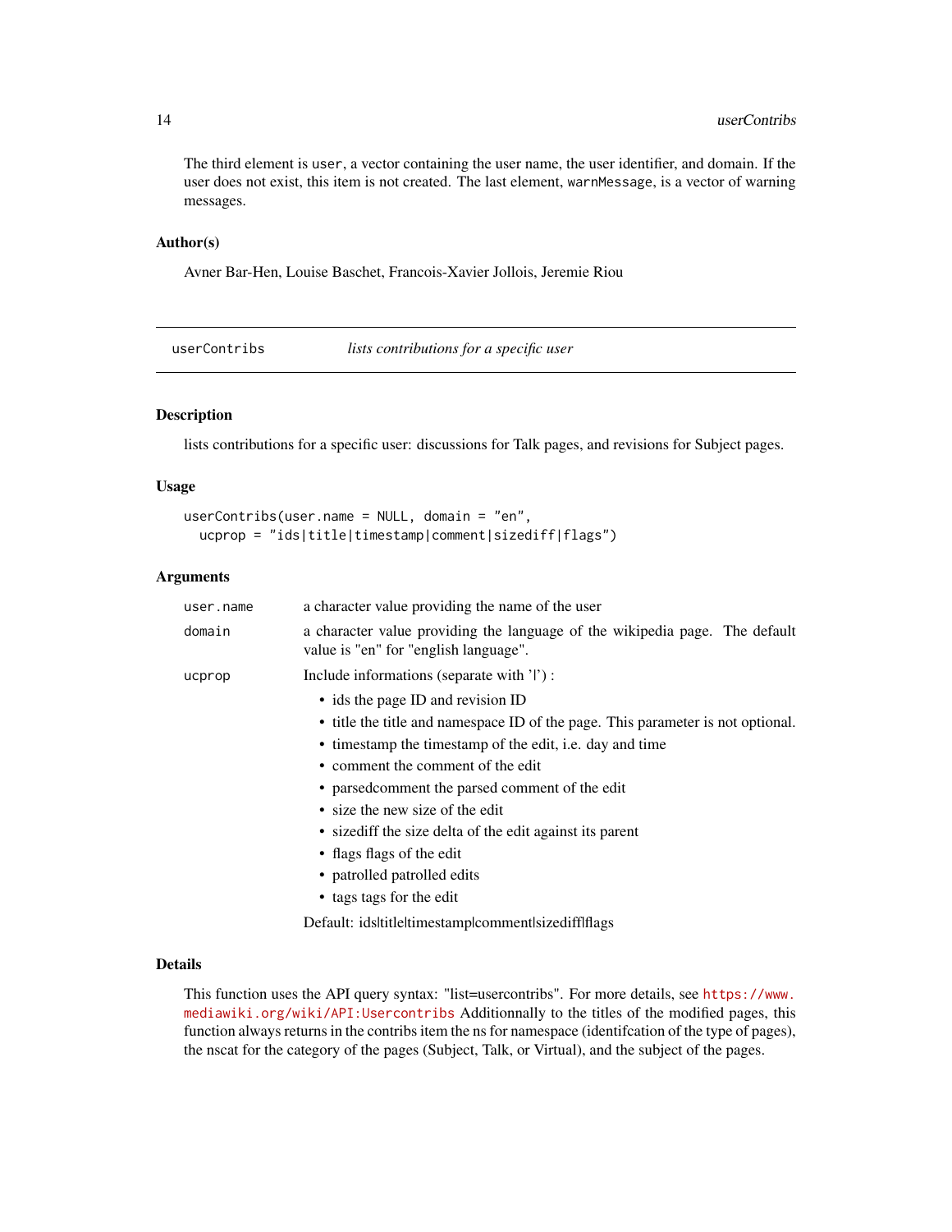The third element is `user`, a vector containing the user name, the user identifier, and domain. If the user does not exist, this item is not created. The last element, `warnMessage`, is a vector of warning messages.

### Author(s)

Avner Bar-Hen, Louise Baschet, Francois-Xavier Jollois, Jeremie Riou

---

## userContribs — *lists contributions for a specific user*

---

### Description

lists contributions for a specific user: discussions for Talk pages, and revisions for Subject pages.

### Usage

```
userContribs(user.name = NULL, domain = "en",
  ucprop = "ids|title|timestamp|comment|sizediff|flags")
```

### Arguments

| | |
|---|---|
| `user.name` | a character value providing the name of the user |
| `domain` | a character value providing the language of the wikipedia page. The default value is "en" for "english language". |
| `ucprop` | Include informations (separate with '\|') : |

- ids the page ID and revision ID
- title the title and namespace ID of the page. This parameter is not optional.
- timestamp the timestamp of the edit, i.e. day and time
- comment the comment of the edit
- parsedcomment the parsed comment of the edit
- size the new size of the edit
- sizediff the size delta of the edit against its parent
- flags flags of the edit
- patrolled patrolled edits
- tags tags for the edit

Default: ids|title|timestamp|comment|sizediff|flags

### Details

This function uses the API query syntax: "list=usercontribs". For more details, see https://www.mediawiki.org/wiki/API:Usercontribs Additionnally to the titles of the modified pages, this function always returns in the contribs item the ns for namespace (identifcation of the type of pages), the nscat for the category of the pages (Subject, Talk, or Virtual), and the subject of the pages.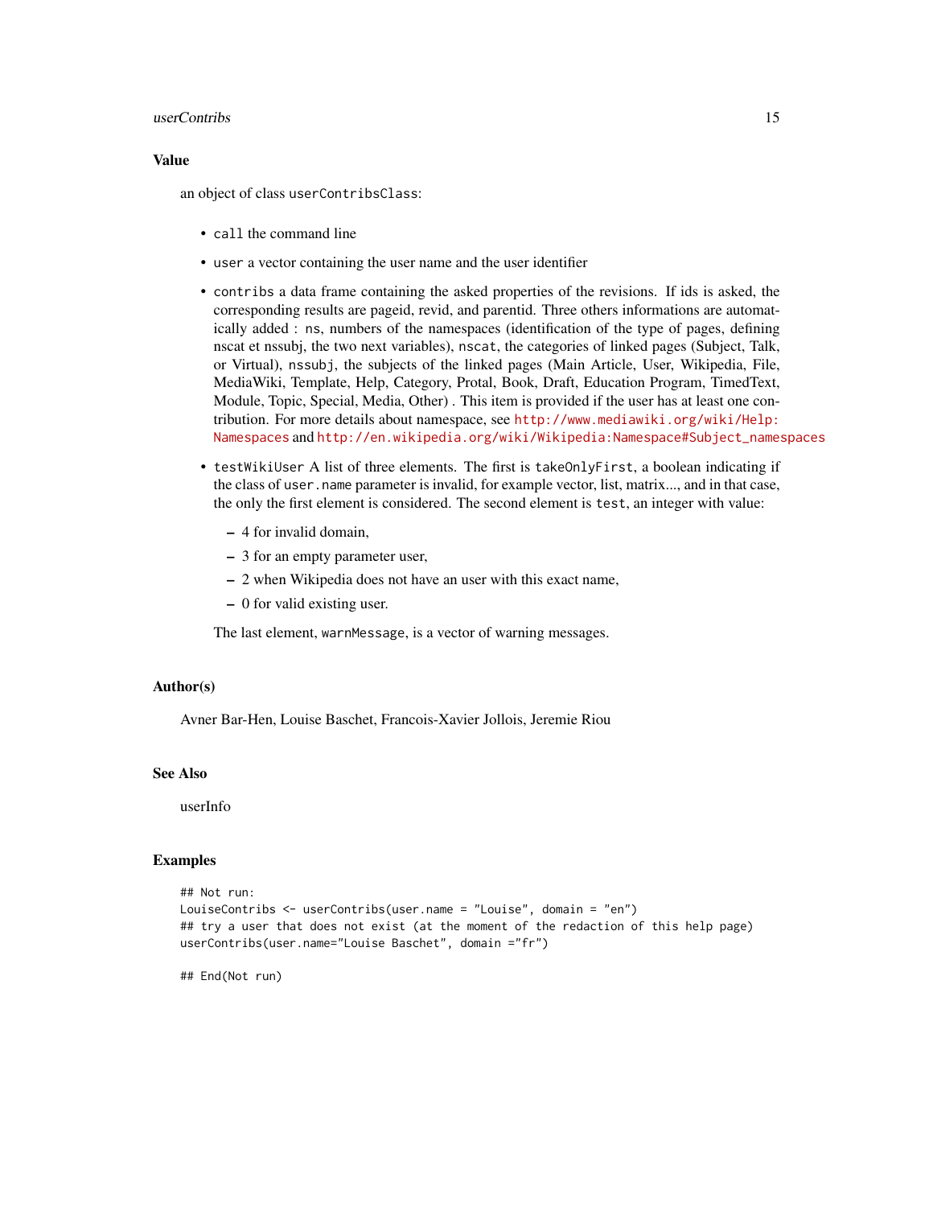## Value

an object of class `userContribsClass`:

- `call` the command line
- `user` a vector containing the user name and the user identifier
- `contribs` a data frame containing the asked properties of the revisions. If ids is asked, the corresponding results are pageid, revid, and parentid. Three others informations are automatically added : `ns`, numbers of the namespaces (identification of the type of pages, defining nscat et nssubj, the two next variables), `nscat`, the categories of linked pages (Subject, Talk, or Virtual), `nssubj`, the subjects of the linked pages (Main Article, User, Wikipedia, File, MediaWiki, Template, Help, Category, Protal, Book, Draft, Education Program, TimedText, Module, Topic, Special, Media, Other) . This item is provided if the user has at least one contribution. For more details about namespace, see http://www.mediawiki.org/wiki/Help:Namespaces and http://en.wikipedia.org/wiki/Wikipedia:Namespace#Subject_namespaces
- `testWikiUser` A list of three elements. The first is `takeOnlyFirst`, a boolean indicating if the class of `user.name` parameter is invalid, for example vector, list, matrix..., and in that case, the only the first element is considered. The second element is `test`, an integer with value:
  - 4 for invalid domain,
  - 3 for an empty parameter user,
  - 2 when Wikipedia does not have an user with this exact name,
  - 0 for valid existing user.

  The last element, `warnMessage`, is a vector of warning messages.

## Author(s)

Avner Bar-Hen, Louise Baschet, Francois-Xavier Jollois, Jeremie Riou

## See Also

userInfo

## Examples

```
## Not run:
LouiseContribs <- userContribs(user.name = "Louise", domain = "en")
## try a user that does not exist (at the moment of the redaction of this help page)
userContribs(user.name="Louise Baschet", domain ="fr")

## End(Not run)
```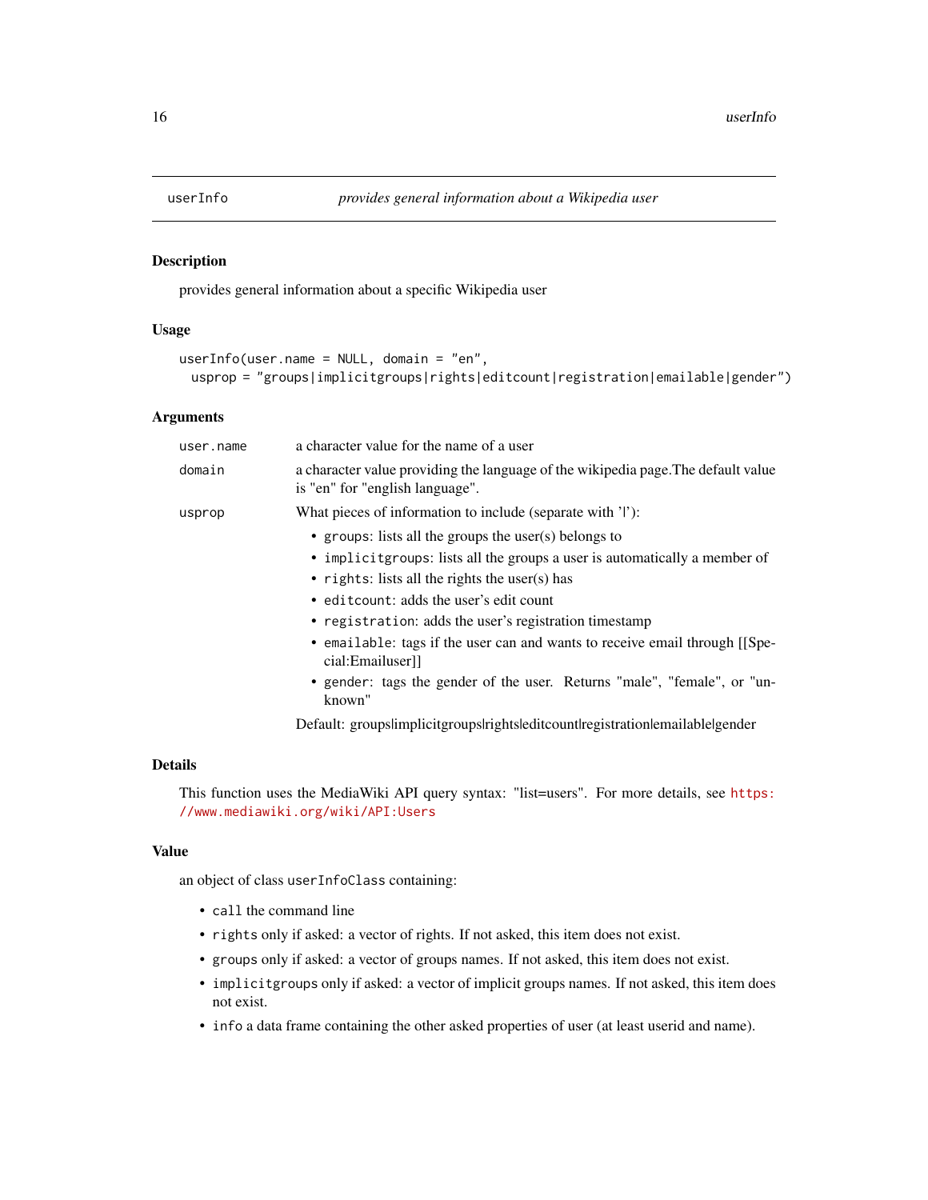## userInfo — *provides general information about a Wikipedia user*

### Description

provides general information about a specific Wikipedia user

### Usage

```
userInfo(user.name = NULL, domain = "en",
  usprop = "groups|implicitgroups|rights|editcount|registration|emailable|gender")
```

### Arguments

| | |
|---|---|
| `user.name` | a character value for the name of a user |
| `domain` | a character value providing the language of the wikipedia page.The default value is "en" for "english language". |
| `usprop` | What pieces of information to include (separate with '\|'): |

- `groups`: lists all the groups the user(s) belongs to
- `implicitgroups`: lists all the groups a user is automatically a member of
- `rights`: lists all the rights the user(s) has
- `editcount`: adds the user's edit count
- `registration`: adds the user's registration timestamp
- `emailable`: tags if the user can and wants to receive email through [[Special:Emailuser]]
- `gender`: tags the gender of the user. Returns "male", "female", or "unknown"

Default: groups|implicitgroups|rights|editcount|registration|emailable|gender

### Details

This function uses the MediaWiki API query syntax: "list=users". For more details, see https://www.mediawiki.org/wiki/API:Users

### Value

an object of class `userInfoClass` containing:

- `call` the command line
- `rights` only if asked: a vector of rights. If not asked, this item does not exist.
- `groups` only if asked: a vector of groups names. If not asked, this item does not exist.
- `implicitgroups` only if asked: a vector of implicit groups names. If not asked, this item does not exist.
- `info` a data frame containing the other asked properties of user (at least userid and name).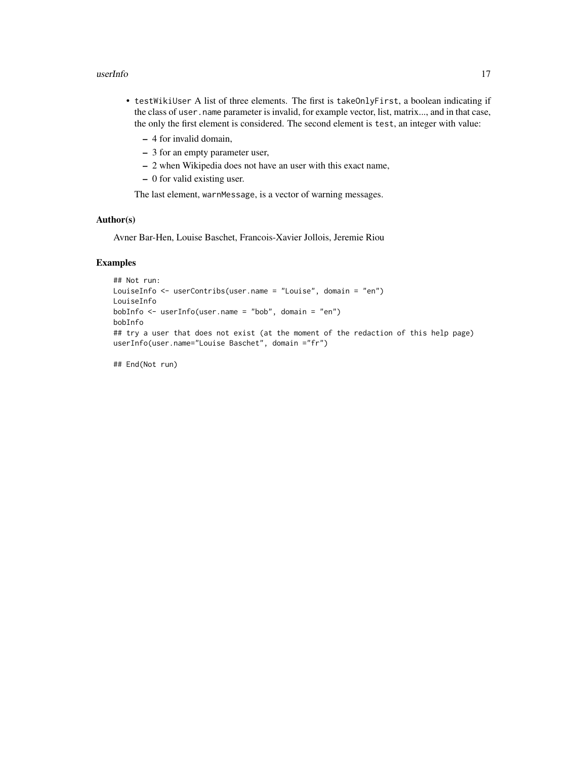- testWikiUser A list of three elements. The first is takeOnlyFirst, a boolean indicating if the class of user.name parameter is invalid, for example vector, list, matrix..., and in that case, the only the first element is considered. The second element is test, an integer with value:
  - 4 for invalid domain,
  - 3 for an empty parameter user,
  - 2 when Wikipedia does not have an user with this exact name,
  - 0 for valid existing user.

  The last element, warnMessage, is a vector of warning messages.

### Author(s)

Avner Bar-Hen, Louise Baschet, Francois-Xavier Jollois, Jeremie Riou

### Examples

```
## Not run:
LouiseInfo <- userContribs(user.name = "Louise", domain = "en")
LouiseInfo
bobInfo <- userInfo(user.name = "bob", domain = "en")
bobInfo
## try a user that does not exist (at the moment of the redaction of this help page)
userInfo(user.name="Louise Baschet", domain ="fr")

## End(Not run)
```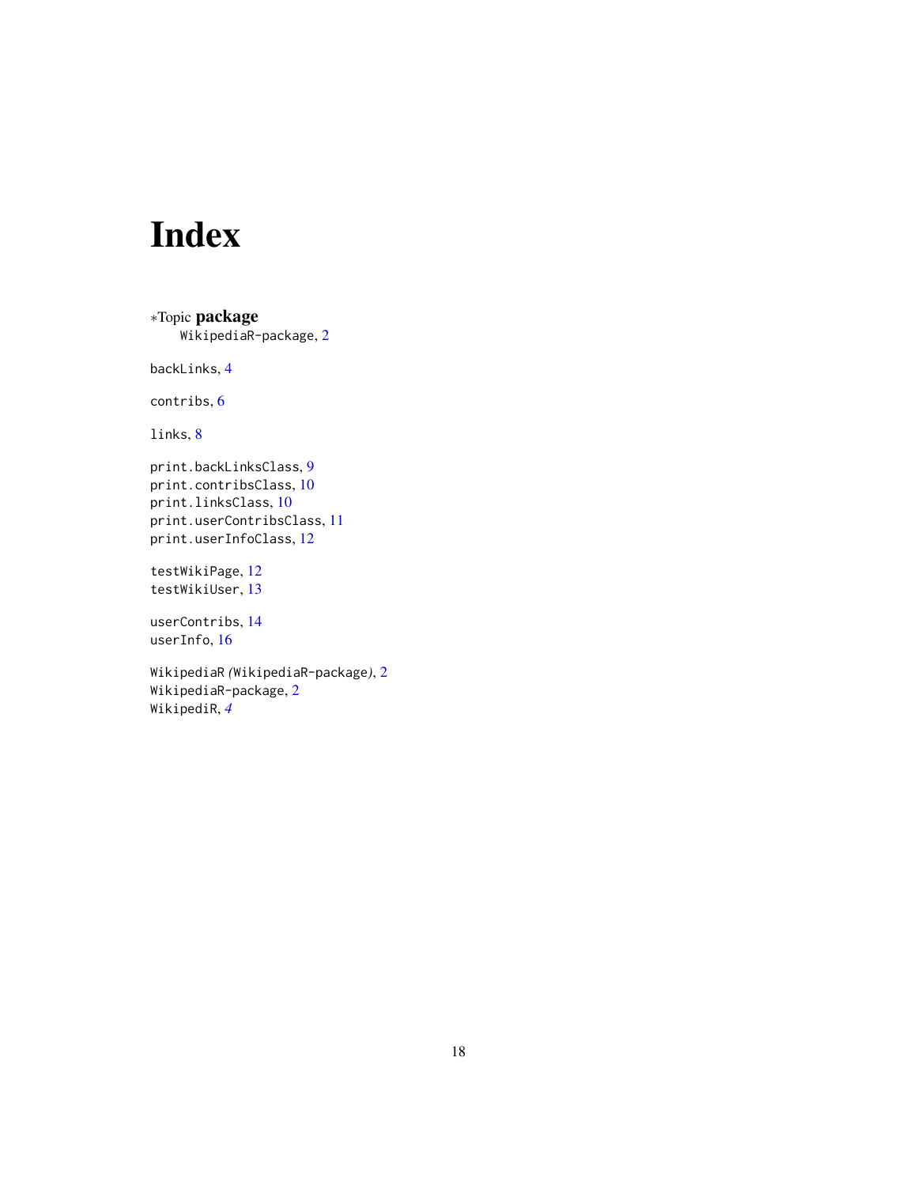# Index

*Topic **package**

WikipediaR-package, 2

backLinks, 4

contribs, 6

links, 8

print.backLinksClass, 9
print.contribsClass, 10
print.linksClass, 10
print.userContribsClass, 11
print.userInfoClass, 12

testWikiPage, 12
testWikiUser, 13

userContribs, 14
userInfo, 16

WikipediaR *(*WikipediaR-package*)*, 2
WikipediaR-package, 2
WikipediR, *4*